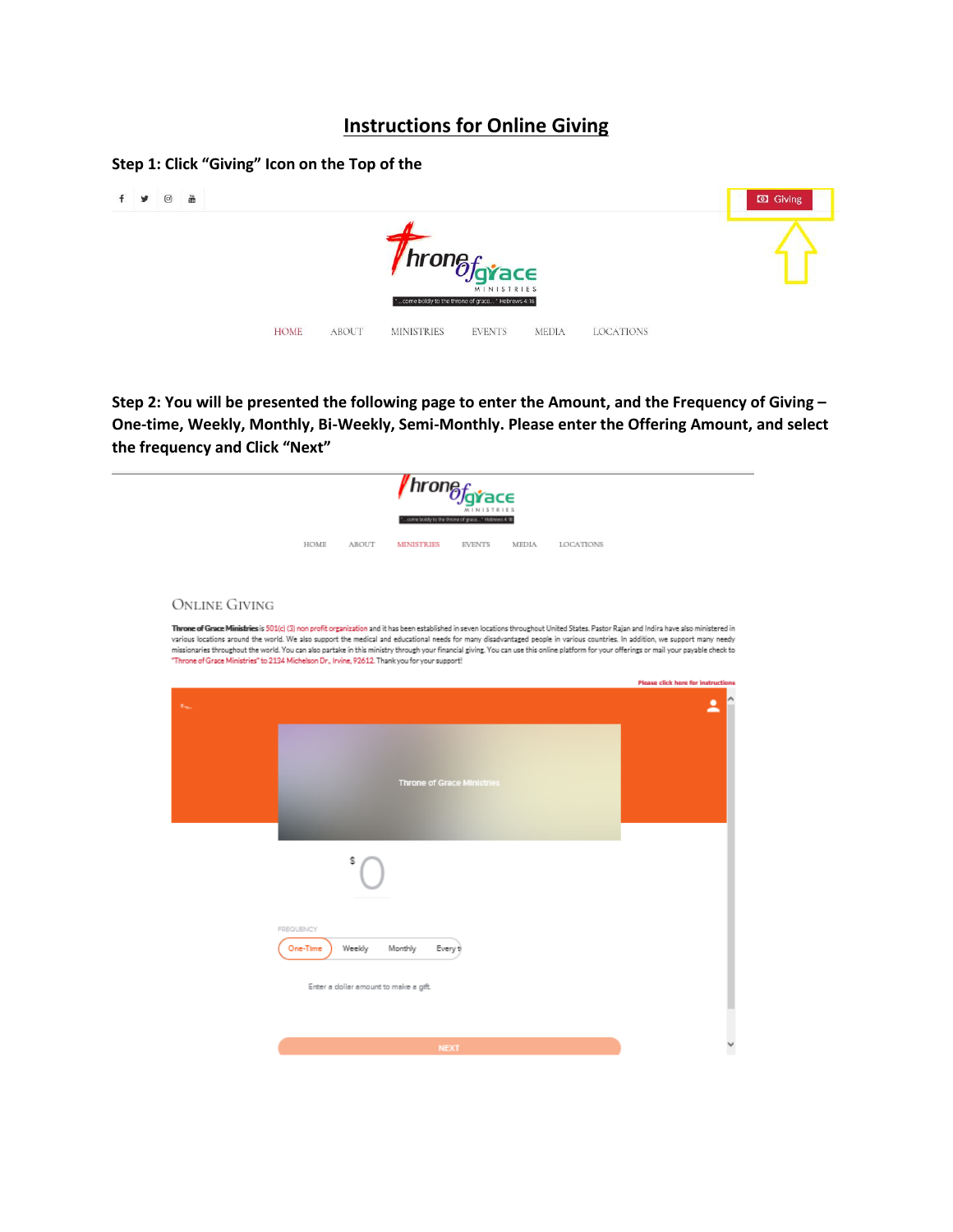# Instructions for Online Giving

**Step 1: Click "Giving" Icon on the Top of the**

**Step 2: You will be presented the following page to enter the Amount, and the Frequency of Giving – One-time, Weekly, Monthly, Bi-Weekly, Semi-Monthly. Please enter the Offering Amount, and select the frequency and Click "Next"**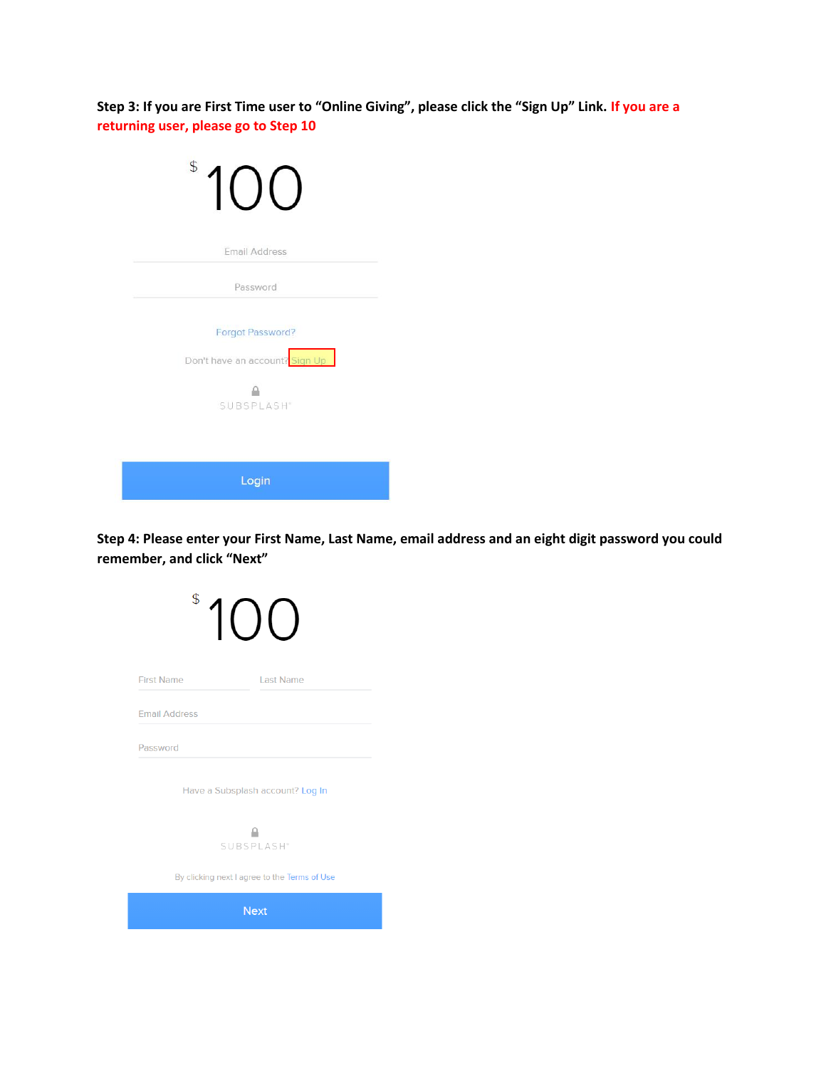**Step 3: If you are First Time user to "Online Giving", please click the "Sign Up" Link. If you are a returning user, please go to Step 10**

$ 100

Email Address

Password

Forgot Password?

Don't have an account? Sign Up

SUBSPLASH

Login

**Step 4: Please enter your First Name, Last Name, email address and an eight digit password you could remember, and click "Next"**

$ 100

First Name

Last Name

Email Address

Password

Have a Subsplash account? Log In

SUBSPLASH

By clicking next I agree to the Terms of Use

Next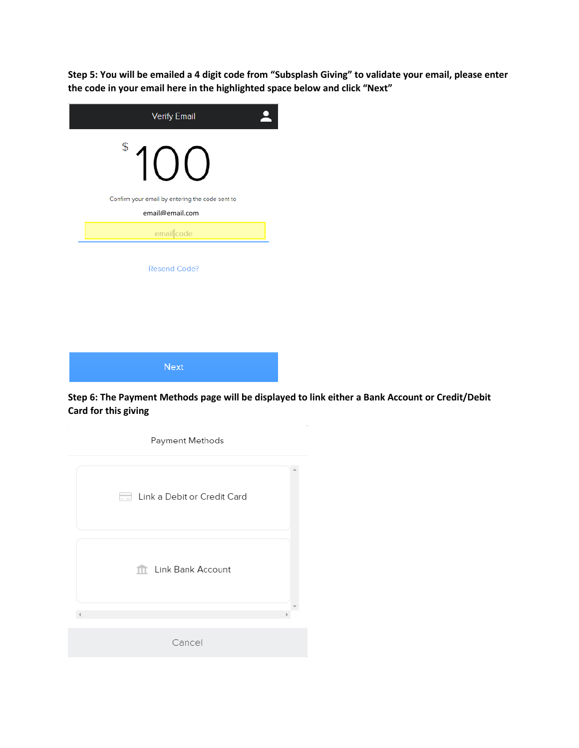**Step 5: You will be emailed a 4 digit code from "Subsplash Giving" to validate your email, please enter the code in your email here in the highlighted space below and click "Next"**

Verify Email

$ 100

Confirm your email by entering the code sent to

email@email.com

email code

Resend Code?

Next

**Step 6: The Payment Methods page will be displayed to link either a Bank Account or Credit/Debit Card for this giving**

Payment Methods

Link a Debit or Credit Card

Link Bank Account

Cancel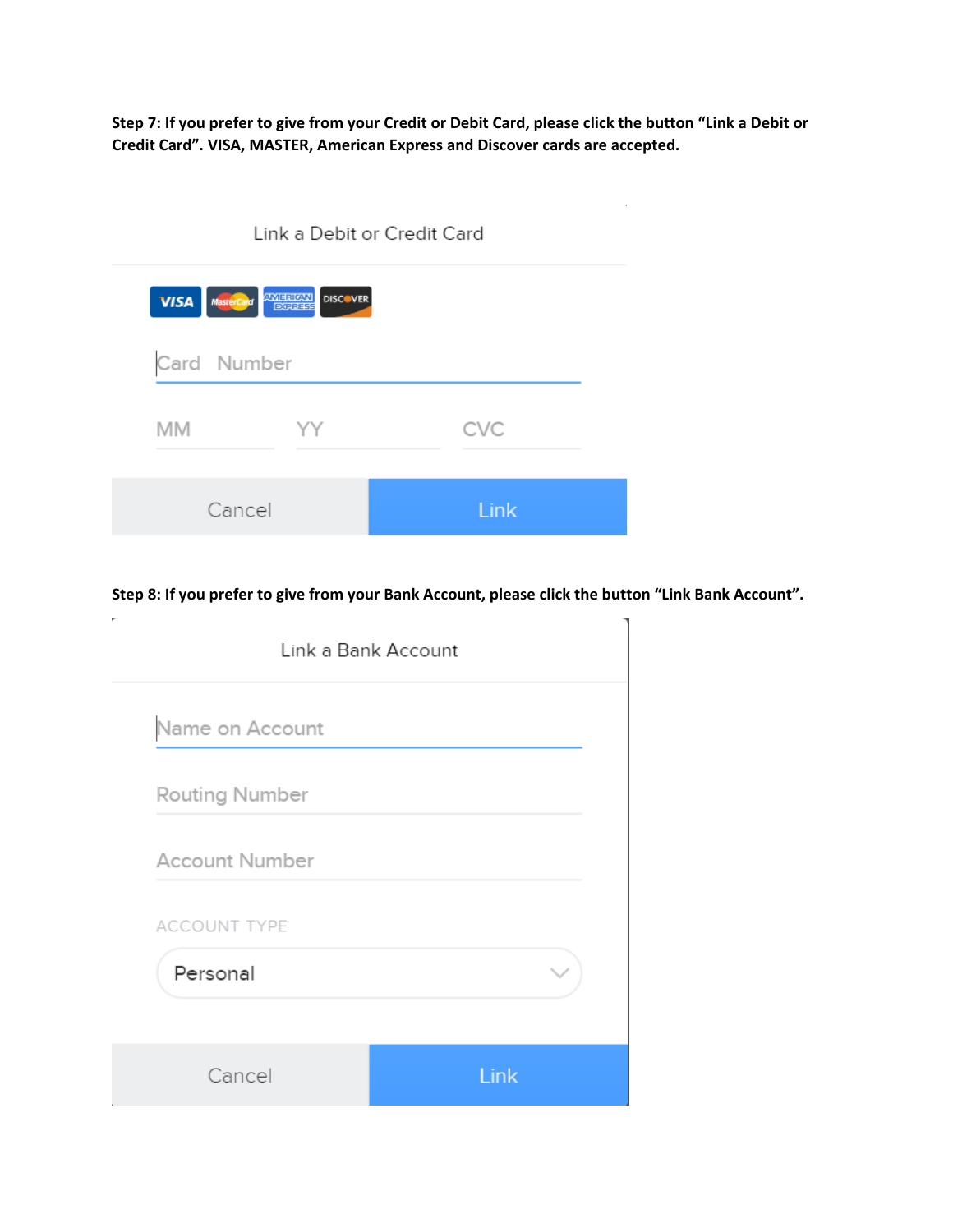**Step 7: If you prefer to give from your Credit or Debit Card, please click the button "Link a Debit or Credit Card". VISA, MASTER, American Express and Discover cards are accepted.**

Link a Debit or Credit Card

VISA MasterCard AMERICAN EXPRESS DISCOVER

Card Number

MM YY CVC

Cancel Link

**Step 8: If you prefer to give from your Bank Account, please click the button "Link Bank Account".**

Link a Bank Account

Name on Account

Routing Number

Account Number

ACCOUNT TYPE

Personal

Cancel Link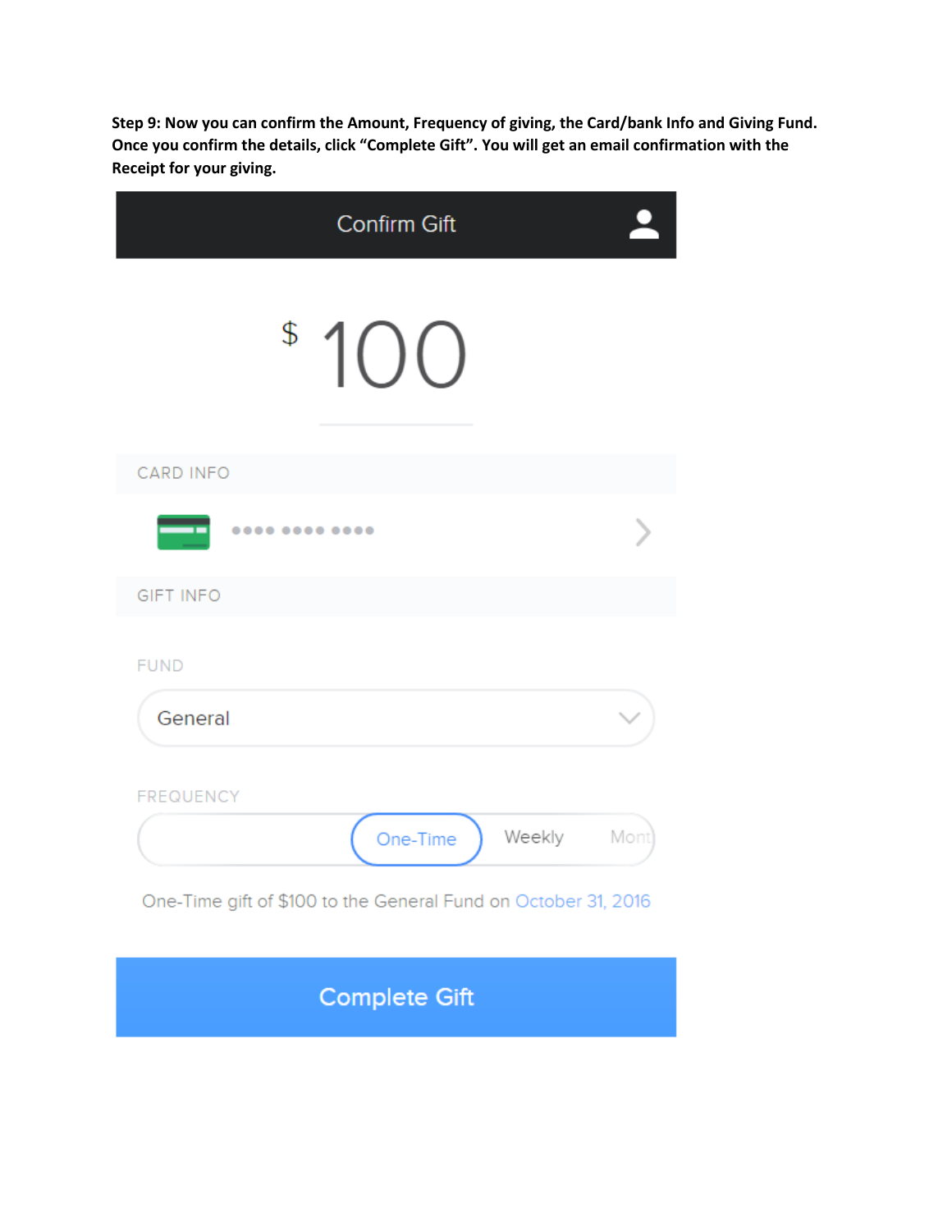**Step 9: Now you can confirm the Amount, Frequency of giving, the Card/bank Info and Giving Fund. Once you confirm the details, click "Complete Gift". You will get an email confirmation with the Receipt for your giving.**

Confirm Gift

$ 100

CARD INFO

•••• •••• ••••

GIFT INFO

FUND

General

FREQUENCY

One-Time Weekly Mont

One-Time gift of $100 to the General Fund on October 31, 2016

Complete Gift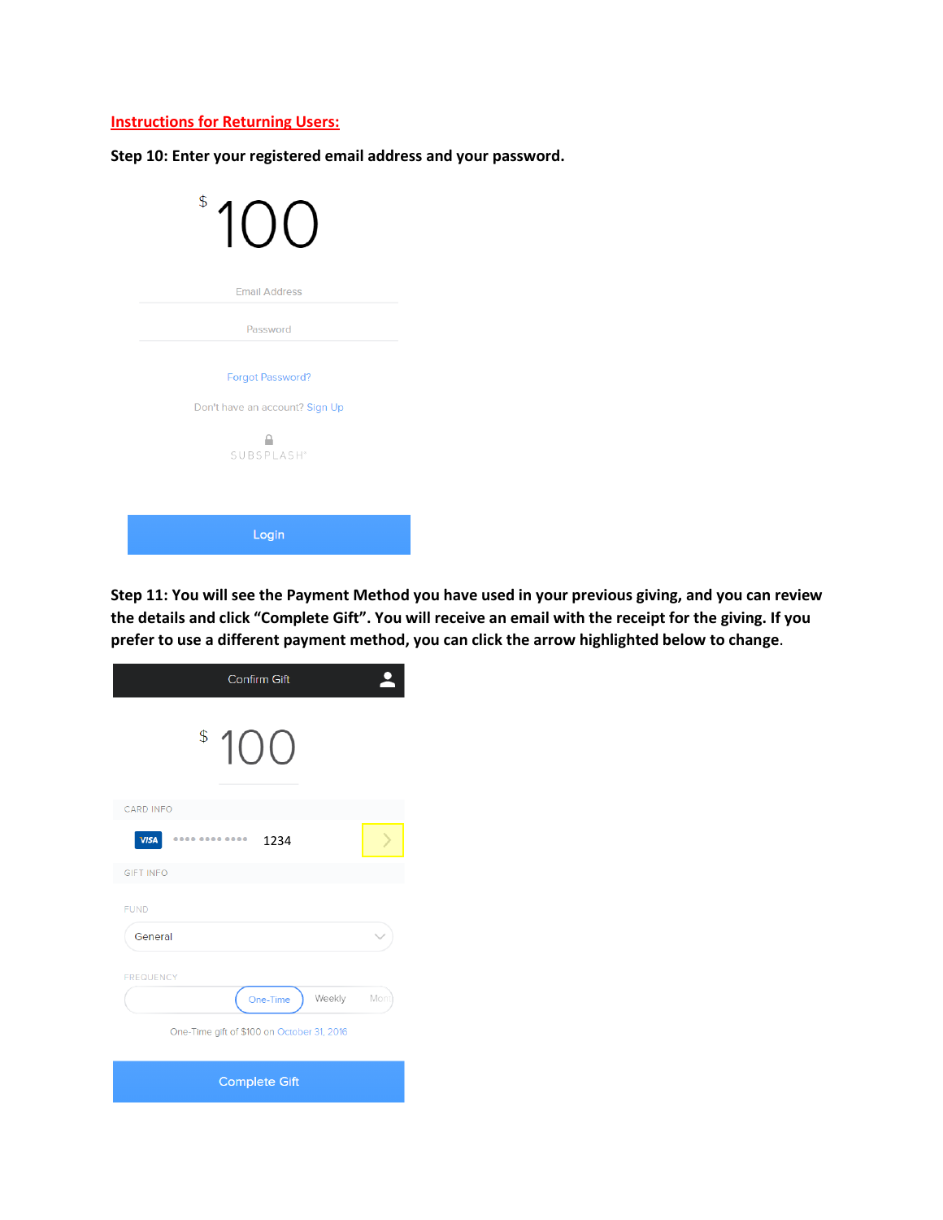**Instructions for Returning Users:**

**Step 10: Enter your registered email address and your password.**

$ 100

Email Address

Password

Forgot Password?

Don't have an account? Sign Up

SUBSPLASH

Login

**Step 11: You will see the Payment Method you have used in your previous giving, and you can review the details and click "Complete Gift". You will receive an email with the receipt for the giving. If you prefer to use a different payment method, you can click the arrow highlighted below to change.**

Confirm Gift

$ 100

CARD INFO

VISA •••• •••• •••• 1234

GIFT INFO

FUND

General

FREQUENCY

One-Time Weekly Mon

One-Time gift of $100 on October 31, 2016

Complete Gift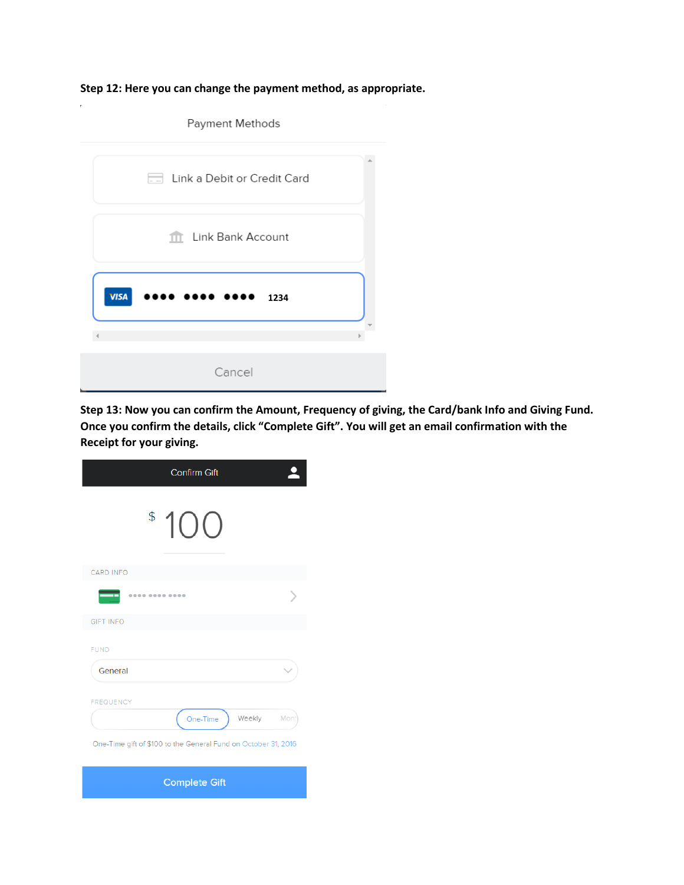**Step 12: Here you can change the payment method, as appropriate.**

Payment Methods

Link a Debit or Credit Card

Link Bank Account

VISA ●●●● ●●●● ●●●● 1234

Cancel

**Step 13: Now you can confirm the Amount, Frequency of giving, the Card/bank Info and Giving Fund. Once you confirm the details, click "Complete Gift". You will get an email confirmation with the Receipt for your giving.**

Confirm Gift

$ 100

CARD INFO

●●●● ●●●● ●●●●

GIFT INFO

FUND

General

FREQUENCY

One-Time Weekly Mon

One-Time gift of $100 to the General Fund on October 31, 2016

Complete Gift